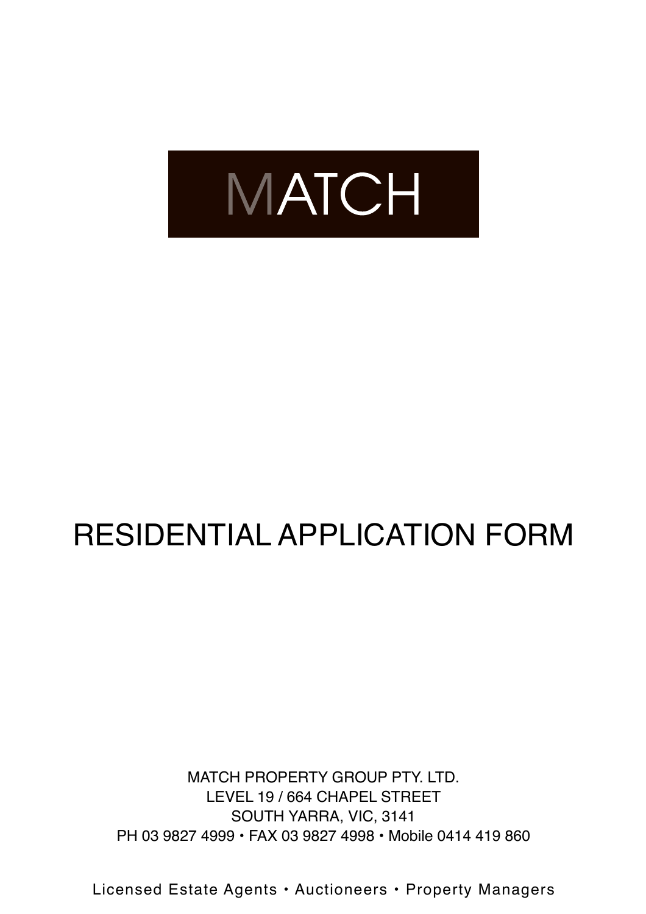# MATCH

# RESIDENTIAL APPLICATION FORM

MATCH PROPERTY GROUP PTY. LTD.
LEVEL 19 / 664 CHAPEL STREET
SOUTH YARRA, VIC, 3141
PH 03 9827 4999 • FAX 03 9827 4998 • Mobile 0414 419 860

Licensed Estate Agents • Auctioneers • Property Managers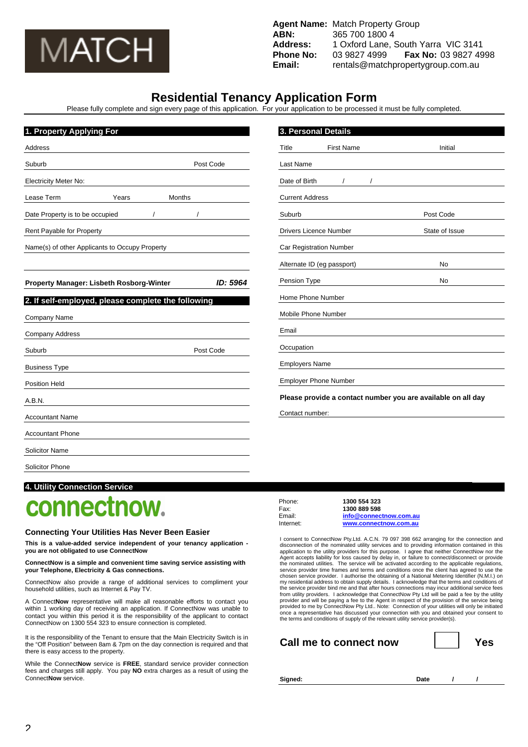**MATCH**

**Agent Name:** Match Property Group
**ABN:** 365 700 1800 4
**Address:** 1 Oxford Lane, South Yarra VIC 3141
**Phone No:** 03 9827 4999 **Fax No:** 03 9827 4998
**Email:** rentals@matchpropertygroup.com.au

# Residential Tenancy Application Form

Please fully complete and sign every page of this application. For your application to be processed it must be fully completed.

## 1. Property Applying For

Address

Suburb Post Code

Electricity Meter No:

Lease Term Years Months

Date Property is to be occupied / /

Rent Payable for Property

Name(s) of other Applicants to Occupy Property

**Property Manager: Lisbeth Rosborg-Winter** ***ID: 5964***

## 2. If self-employed, please complete the following

Company Name

Company Address

Suburb Post Code

Business Type

Position Held

A.B.N.

Accountant Name

Accountant Phone

Solicitor Name

Solicitor Phone

## 3. Personal Details

Title First Name Initial

Last Name

Date of Birth / /

Current Address

Suburb Post Code

Drivers Licence Number State of Issue

Car Registration Number

Alternate ID (eg passport) No

Pension Type No

Home Phone Number

Mobile Phone Number

Email

Occupation

Employers Name

Employer Phone Number

**Please provide a contact number you are available on all day**

Contact number:

## 4. Utility Connection Service

**connectnow.**

### Connecting Your Utilities Has Never Been Easier

**This is a value-added service independent of your tenancy application - you are not obligated to use ConnectNow**

**ConnectNow is a simple and convenient time saving service assisting with your Telephone, Electricity & Gas connections.**

ConnectNow also provide a range of additional services to compliment your household utilities, such as Internet & Pay TV.

A Connect**Now** representative will make all reasonable efforts to contact you within 1 working day of receiving an application. If ConnectNow was unable to contact you within this period it is the responsibility of the applicant to contact ConnectNow on 1300 554 323 to ensure connection is completed.

It is the responsibility of the Tenant to ensure that the Main Electricity Switch is in the "Off Position" between 8am & 7pm on the day connection is required and that there is easy access to the property.

While the Connect**Now** service is **FREE**, standard service provider connection fees and charges still apply. You pay **NO** extra charges as a result of using the Connect**Now** service.

Phone: **1300 554 323**
Fax: **1300 889 598**
Email: **info@connectnow.com.au**
Internet: **www.connectnow.com.au**

I consent to ConnectNow Pty.Ltd. A.C.N. 79 097 398 662 arranging for the connection and disconnection of the nominated utility services and to providing information contained in this application to the utility providers for this purpose. I agree that neither ConnectNow nor the Agent accepts liability for loss caused by delay in, or failure to connect/disconnect or provide the nominated utilities. The service will be activated according to the applicable regulations, service provider time frames and terms and conditions once the client has agreed to use the chosen service provider. I authorise the obtaining of a National Metering Identifier (N.M.I.) on my residential address to obtain supply details. I acknowledge that the terms and conditions of the service provider bind me and that after hours connections may incur additional service fees from utility providers. I acknowledge that ConnectNow Pty Ltd will be paid a fee by the utility provider and will be paying a fee to the Agent in respect of the provision of the service being provided to me by ConnectNow Pty Ltd.. Note: Connection of your utilities will only be initiated once a representative has discussed your connection with you and obtained your consent to the terms and conditions of supply of the relevant utility service provider(s).

**Call me to connect now** ☐ **Yes**

**Signed:** **Date** **/ /**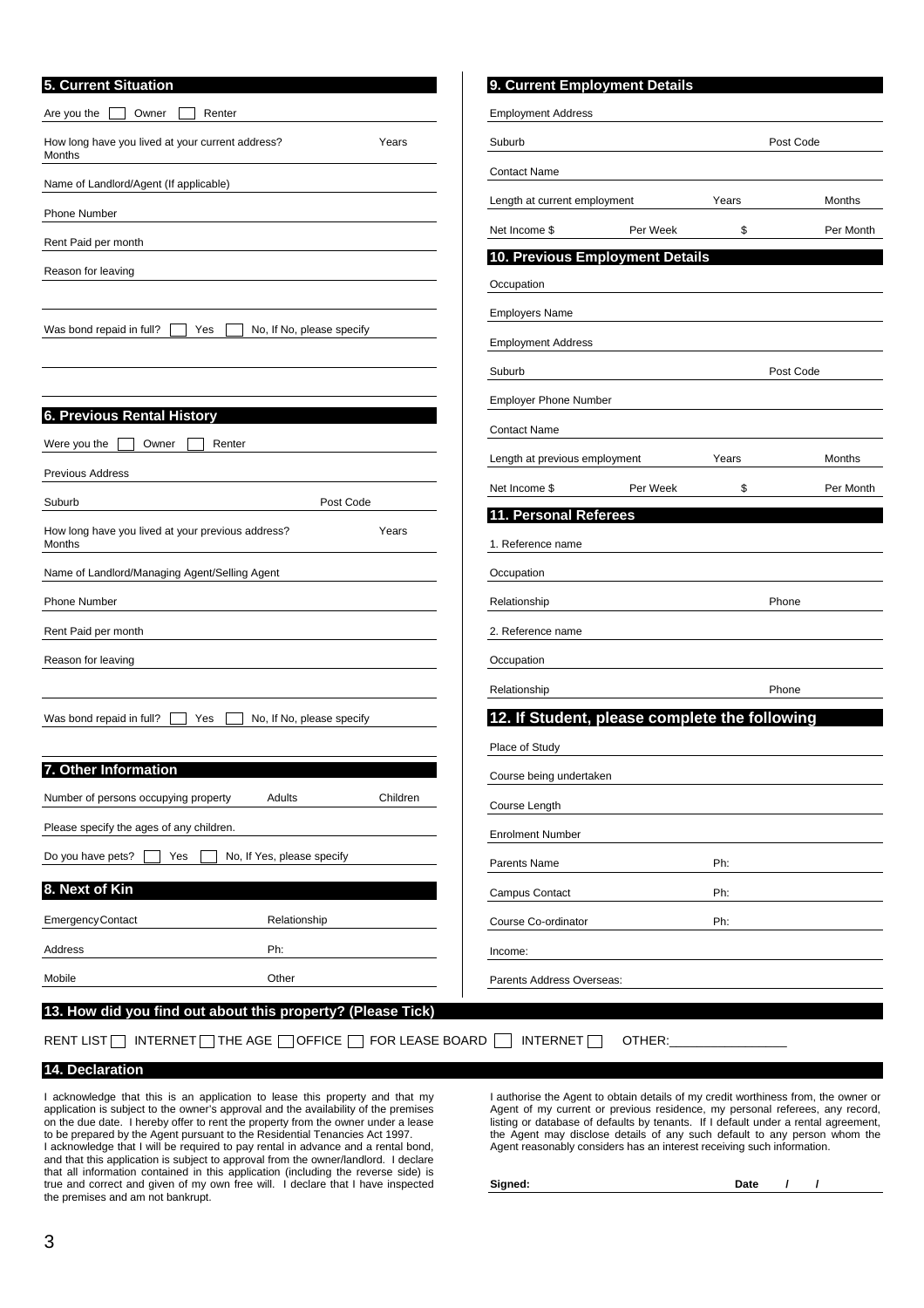## 5. Current Situation

Are you the ☐ Owner ☐ Renter

How long have you lived at your current address? Years Months

Name of Landlord/Agent (If applicable)

Phone Number

Rent Paid per month

Reason for leaving

Was bond repaid in full? ☐ Yes ☐ No, If No, please specify

## 6. Previous Rental History

Were you the ☐ Owner ☐ Renter

Previous Address

Suburb Post Code

How long have you lived at your previous address? Years Months

Name of Landlord/Managing Agent/Selling Agent

Phone Number

Rent Paid per month

Reason for leaving

Was bond repaid in full? ☐ Yes ☐ No, If No, please specify

## 7. Other Information

Number of persons occupying property Adults Children

Please specify the ages of any children.

Do you have pets? ☐ Yes ☐ No, If Yes, please specify

## 8. Next of Kin

EmergencyContact Relationship

Address Ph:

Mobile Other

## 9. Current Employment Details

Employment Address

Suburb Post Code

Contact Name

Length at current employment Years Months

Net Income $ Per Week $ Per Month

## 10. Previous Employment Details

Occupation

Employers Name

Employment Address

Suburb Post Code

Employer Phone Number

Contact Name

Length at previous employment Years Months

Net Income $ Per Week $ Per Month

## 11. Personal Referees

1. Reference name

Occupation

Relationship Phone

2. Reference name

Occupation

Relationship Phone

## 12. If Student, please complete the following

Place of Study

Course being undertaken

Course Length

Enrolment Number

Parents Name Ph:

Campus Contact Ph:

Course Co-ordinator Ph:

Income:

Parents Address Overseas:

## 13. How did you find out about this property? (Please Tick)

RENT LIST ☐ INTERNET ☐ THE AGE ☐ OFFICE ☐ FOR LEASE BOARD ☐ INTERNET ☐ OTHER:________________

## 14. Declaration

I acknowledge that this is an application to lease this property and that my application is subject to the owner's approval and the availability of the premises on the due date. I hereby offer to rent the property from the owner under a lease to be prepared by the Agent pursuant to the Residential Tenancies Act 1997.
I acknowledge that I will be required to pay rental in advance and a rental bond, and that this application is subject to approval from the owner/landlord. I declare that all information contained in this application (including the reverse side) is true and correct and given of my own free will. I declare that I have inspected the premises and am not bankrupt.

I authorise the Agent to obtain details of my credit worthiness from, the owner or Agent of my current or previous residence, my personal referees, any record, listing or database of defaults by tenants. If I default under a rental agreement, the Agent may disclose details of any such default to any person whom the Agent reasonably considers has an interest receiving such information.

**Signed:** **Date** / /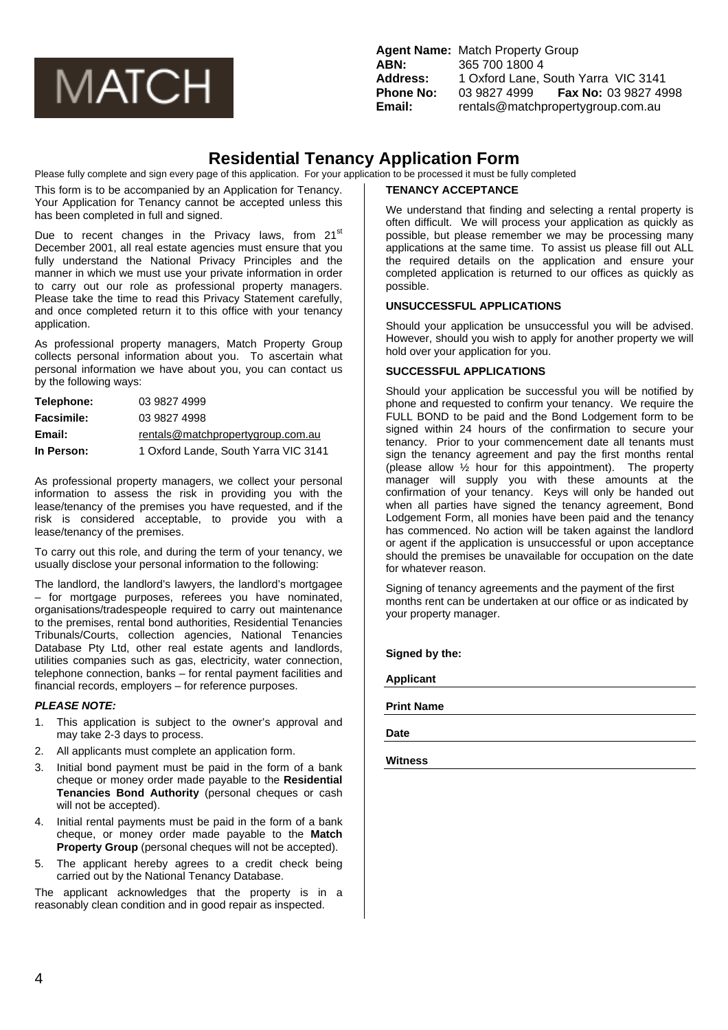MATCH

**Agent Name:** Match Property Group
**ABN:** 365 700 1800 4
**Address:** 1 Oxford Lane, South Yarra VIC 3141
**Phone No:** 03 9827 4999 **Fax No:** 03 9827 4998
**Email:** rentals@matchpropertygroup.com.au

# Residential Tenancy Application Form

Please fully complete and sign every page of this application. For your application to be processed it must be fully completed

This form is to be accompanied by an Application for Tenancy. Your Application for Tenancy cannot be accepted unless this has been completed in full and signed.

Due to recent changes in the Privacy laws, from 21st December 2001, all real estate agencies must ensure that you fully understand the National Privacy Principles and the manner in which we must use your private information in order to carry out our role as professional property managers. Please take the time to read this Privacy Statement carefully, and once completed return it to this office with your tenancy application.

As professional property managers, Match Property Group collects personal information about you. To ascertain what personal information we have about you, you can contact us by the following ways:

| | |
|---|---|
| **Telephone:** | 03 9827 4999 |
| **Facsimile:** | 03 9827 4998 |
| **Email:** | rentals@matchpropertygroup.com.au |
| **In Person:** | 1 Oxford Lande, South Yarra VIC 3141 |

As professional property managers, we collect your personal information to assess the risk in providing you with the lease/tenancy of the premises you have requested, and if the risk is considered acceptable, to provide you with a lease/tenancy of the premises.

To carry out this role, and during the term of your tenancy, we usually disclose your personal information to the following:

The landlord, the landlord's lawyers, the landlord's mortgagee – for mortgage purposes, referees you have nominated, organisations/tradespeople required to carry out maintenance to the premises, rental bond authorities, Residential Tenancies Tribunals/Courts, collection agencies, National Tenancies Database Pty Ltd, other real estate agents and landlords, utilities companies such as gas, electricity, water connection, telephone connection, banks – for rental payment facilities and financial records, employers – for reference purposes.

***PLEASE NOTE:***

1. This application is subject to the owner's approval and may take 2-3 days to process.
2. All applicants must complete an application form.
3. Initial bond payment must be paid in the form of a bank cheque or money order made payable to the **Residential Tenancies Bond Authority** (personal cheques or cash will not be accepted).
4. Initial rental payments must be paid in the form of a bank cheque, or money order made payable to the **Match Property Group** (personal cheques will not be accepted).
5. The applicant hereby agrees to a credit check being carried out by the National Tenancy Database.

The applicant acknowledges that the property is in a reasonably clean condition and in good repair as inspected.

**TENANCY ACCEPTANCE**

We understand that finding and selecting a rental property is often difficult. We will process your application as quickly as possible, but please remember we may be processing many applications at the same time. To assist us please fill out ALL the required details on the application and ensure your completed application is returned to our offices as quickly as possible.

**UNSUCCESSFUL APPLICATIONS**

Should your application be unsuccessful you will be advised. However, should you wish to apply for another property we will hold over your application for you.

**SUCCESSFUL APPLICATIONS**

Should your application be successful you will be notified by phone and requested to confirm your tenancy. We require the FULL BOND to be paid and the Bond Lodgement form to be signed within 24 hours of the confirmation to secure your tenancy. Prior to your commencement date all tenants must sign the tenancy agreement and pay the first months rental (please allow ½ hour for this appointment). The property manager will supply you with these amounts at the confirmation of your tenancy. Keys will only be handed out when all parties have signed the tenancy agreement, Bond Lodgement Form, all monies have been paid and the tenancy has commenced. No action will be taken against the landlord or agent if the application is unsuccessful or upon acceptance should the premises be unavailable for occupation on the date for whatever reason.

Signing of tenancy agreements and the payment of the first months rent can be undertaken at our office or as indicated by your property manager.

**Signed by the:**

**Applicant** ______________________________

**Print Name** ______________________________

**Date** ______________________________

**Witness** ______________________________